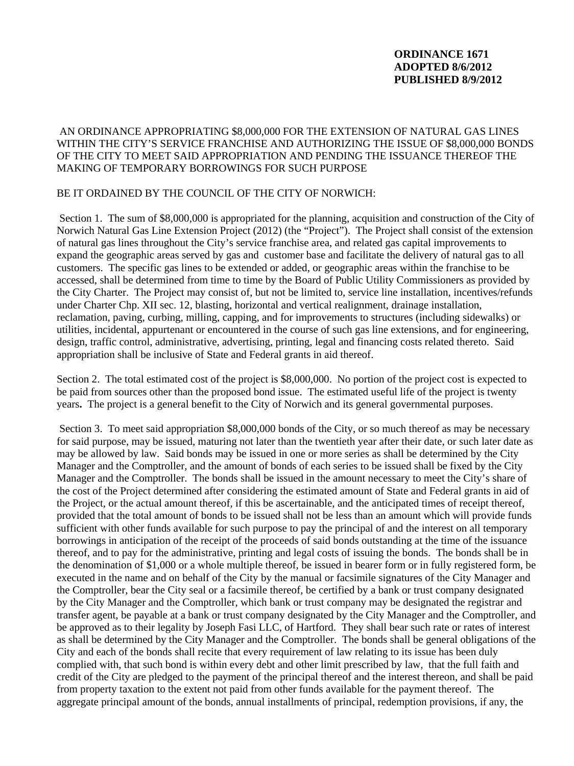**ORDINANCE 1671**
**ADOPTED 8/6/2012**
**PUBLISHED 8/9/2012**

AN ORDINANCE APPROPRIATING $8,000,000 FOR THE EXTENSION OF NATURAL GAS LINES WITHIN THE CITY'S SERVICE FRANCHISE AND AUTHORIZING THE ISSUE OF $8,000,000 BONDS OF THE CITY TO MEET SAID APPROPRIATION AND PENDING THE ISSUANCE THEREOF THE MAKING OF TEMPORARY BORROWINGS FOR SUCH PURPOSE

BE IT ORDAINED BY THE COUNCIL OF THE CITY OF NORWICH:

Section 1. The sum of $8,000,000 is appropriated for the planning, acquisition and construction of the City of Norwich Natural Gas Line Extension Project (2012) (the "Project"). The Project shall consist of the extension of natural gas lines throughout the City's service franchise area, and related gas capital improvements to expand the geographic areas served by gas and customer base and facilitate the delivery of natural gas to all customers. The specific gas lines to be extended or added, or geographic areas within the franchise to be accessed, shall be determined from time to time by the Board of Public Utility Commissioners as provided by the City Charter. The Project may consist of, but not be limited to, service line installation, incentives/refunds under Charter Chp. XII sec. 12, blasting, horizontal and vertical realignment, drainage installation, reclamation, paving, curbing, milling, capping, and for improvements to structures (including sidewalks) or utilities, incidental, appurtenant or encountered in the course of such gas line extensions, and for engineering, design, traffic control, administrative, advertising, printing, legal and financing costs related thereto. Said appropriation shall be inclusive of State and Federal grants in aid thereof.

Section 2. The total estimated cost of the project is $8,000,000. No portion of the project cost is expected to be paid from sources other than the proposed bond issue. The estimated useful life of the project is twenty years. The project is a general benefit to the City of Norwich and its general governmental purposes.

Section 3. To meet said appropriation $8,000,000 bonds of the City, or so much thereof as may be necessary for said purpose, may be issued, maturing not later than the twentieth year after their date, or such later date as may be allowed by law. Said bonds may be issued in one or more series as shall be determined by the City Manager and the Comptroller, and the amount of bonds of each series to be issued shall be fixed by the City Manager and the Comptroller. The bonds shall be issued in the amount necessary to meet the City's share of the cost of the Project determined after considering the estimated amount of State and Federal grants in aid of the Project, or the actual amount thereof, if this be ascertainable, and the anticipated times of receipt thereof, provided that the total amount of bonds to be issued shall not be less than an amount which will provide funds sufficient with other funds available for such purpose to pay the principal of and the interest on all temporary borrowings in anticipation of the receipt of the proceeds of said bonds outstanding at the time of the issuance thereof, and to pay for the administrative, printing and legal costs of issuing the bonds. The bonds shall be in the denomination of $1,000 or a whole multiple thereof, be issued in bearer form or in fully registered form, be executed in the name and on behalf of the City by the manual or facsimile signatures of the City Manager and the Comptroller, bear the City seal or a facsimile thereof, be certified by a bank or trust company designated by the City Manager and the Comptroller, which bank or trust company may be designated the registrar and transfer agent, be payable at a bank or trust company designated by the City Manager and the Comptroller, and be approved as to their legality by Joseph Fasi LLC, of Hartford. They shall bear such rate or rates of interest as shall be determined by the City Manager and the Comptroller. The bonds shall be general obligations of the City and each of the bonds shall recite that every requirement of law relating to its issue has been duly complied with, that such bond is within every debt and other limit prescribed by law, that the full faith and credit of the City are pledged to the payment of the principal thereof and the interest thereon, and shall be paid from property taxation to the extent not paid from other funds available for the payment thereof. The aggregate principal amount of the bonds, annual installments of principal, redemption provisions, if any, the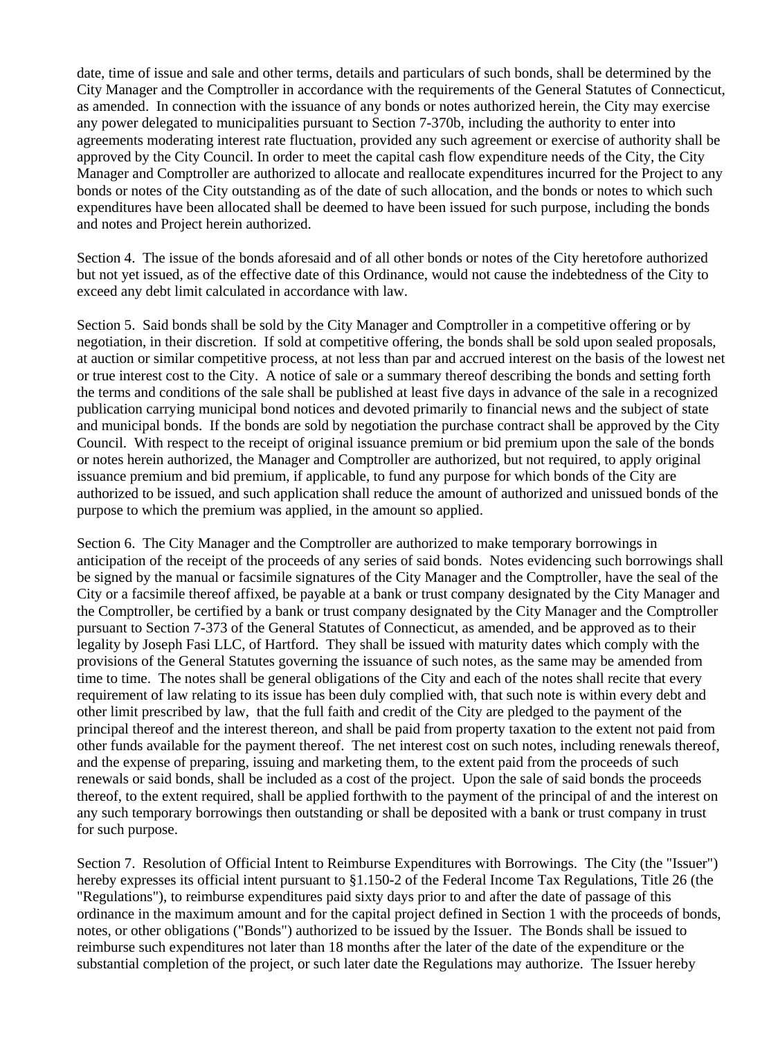date, time of issue and sale and other terms, details and particulars of such bonds, shall be determined by the City Manager and the Comptroller in accordance with the requirements of the General Statutes of Connecticut, as amended. In connection with the issuance of any bonds or notes authorized herein, the City may exercise any power delegated to municipalities pursuant to Section 7-370b, including the authority to enter into agreements moderating interest rate fluctuation, provided any such agreement or exercise of authority shall be approved by the City Council. In order to meet the capital cash flow expenditure needs of the City, the City Manager and Comptroller are authorized to allocate and reallocate expenditures incurred for the Project to any bonds or notes of the City outstanding as of the date of such allocation, and the bonds or notes to which such expenditures have been allocated shall be deemed to have been issued for such purpose, including the bonds and notes and Project herein authorized.

Section 4. The issue of the bonds aforesaid and of all other bonds or notes of the City heretofore authorized but not yet issued, as of the effective date of this Ordinance, would not cause the indebtedness of the City to exceed any debt limit calculated in accordance with law.

Section 5. Said bonds shall be sold by the City Manager and Comptroller in a competitive offering or by negotiation, in their discretion. If sold at competitive offering, the bonds shall be sold upon sealed proposals, at auction or similar competitive process, at not less than par and accrued interest on the basis of the lowest net or true interest cost to the City. A notice of sale or a summary thereof describing the bonds and setting forth the terms and conditions of the sale shall be published at least five days in advance of the sale in a recognized publication carrying municipal bond notices and devoted primarily to financial news and the subject of state and municipal bonds. If the bonds are sold by negotiation the purchase contract shall be approved by the City Council. With respect to the receipt of original issuance premium or bid premium upon the sale of the bonds or notes herein authorized, the Manager and Comptroller are authorized, but not required, to apply original issuance premium and bid premium, if applicable, to fund any purpose for which bonds of the City are authorized to be issued, and such application shall reduce the amount of authorized and unissued bonds of the purpose to which the premium was applied, in the amount so applied.

Section 6. The City Manager and the Comptroller are authorized to make temporary borrowings in anticipation of the receipt of the proceeds of any series of said bonds. Notes evidencing such borrowings shall be signed by the manual or facsimile signatures of the City Manager and the Comptroller, have the seal of the City or a facsimile thereof affixed, be payable at a bank or trust company designated by the City Manager and the Comptroller, be certified by a bank or trust company designated by the City Manager and the Comptroller pursuant to Section 7-373 of the General Statutes of Connecticut, as amended, and be approved as to their legality by Joseph Fasi LLC, of Hartford. They shall be issued with maturity dates which comply with the provisions of the General Statutes governing the issuance of such notes, as the same may be amended from time to time. The notes shall be general obligations of the City and each of the notes shall recite that every requirement of law relating to its issue has been duly complied with, that such note is within every debt and other limit prescribed by law, that the full faith and credit of the City are pledged to the payment of the principal thereof and the interest thereon, and shall be paid from property taxation to the extent not paid from other funds available for the payment thereof. The net interest cost on such notes, including renewals thereof, and the expense of preparing, issuing and marketing them, to the extent paid from the proceeds of such renewals or said bonds, shall be included as a cost of the project. Upon the sale of said bonds the proceeds thereof, to the extent required, shall be applied forthwith to the payment of the principal of and the interest on any such temporary borrowings then outstanding or shall be deposited with a bank or trust company in trust for such purpose.

Section 7. Resolution of Official Intent to Reimburse Expenditures with Borrowings. The City (the "Issuer") hereby expresses its official intent pursuant to §1.150-2 of the Federal Income Tax Regulations, Title 26 (the "Regulations"), to reimburse expenditures paid sixty days prior to and after the date of passage of this ordinance in the maximum amount and for the capital project defined in Section 1 with the proceeds of bonds, notes, or other obligations ("Bonds") authorized to be issued by the Issuer. The Bonds shall be issued to reimburse such expenditures not later than 18 months after the later of the date of the expenditure or the substantial completion of the project, or such later date the Regulations may authorize. The Issuer hereby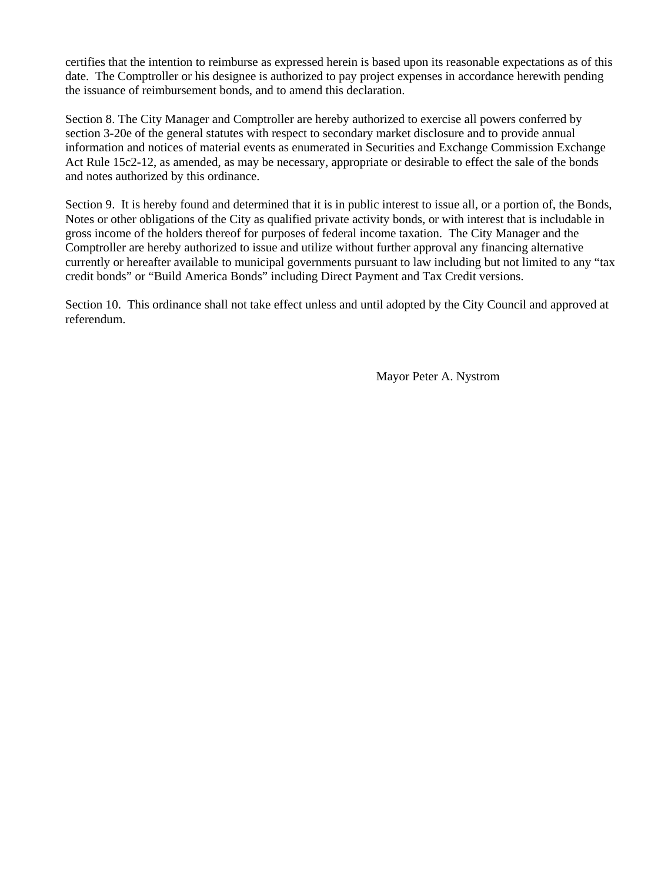certifies that the intention to reimburse as expressed herein is based upon its reasonable expectations as of this date. The Comptroller or his designee is authorized to pay project expenses in accordance herewith pending the issuance of reimbursement bonds, and to amend this declaration.

Section 8. The City Manager and Comptroller are hereby authorized to exercise all powers conferred by section 3-20e of the general statutes with respect to secondary market disclosure and to provide annual information and notices of material events as enumerated in Securities and Exchange Commission Exchange Act Rule 15c2-12, as amended, as may be necessary, appropriate or desirable to effect the sale of the bonds and notes authorized by this ordinance.

Section 9. It is hereby found and determined that it is in public interest to issue all, or a portion of, the Bonds, Notes or other obligations of the City as qualified private activity bonds, or with interest that is includable in gross income of the holders thereof for purposes of federal income taxation. The City Manager and the Comptroller are hereby authorized to issue and utilize without further approval any financing alternative currently or hereafter available to municipal governments pursuant to law including but not limited to any "tax credit bonds" or "Build America Bonds" including Direct Payment and Tax Credit versions.

Section 10. This ordinance shall not take effect unless and until adopted by the City Council and approved at referendum.

Mayor Peter A. Nystrom